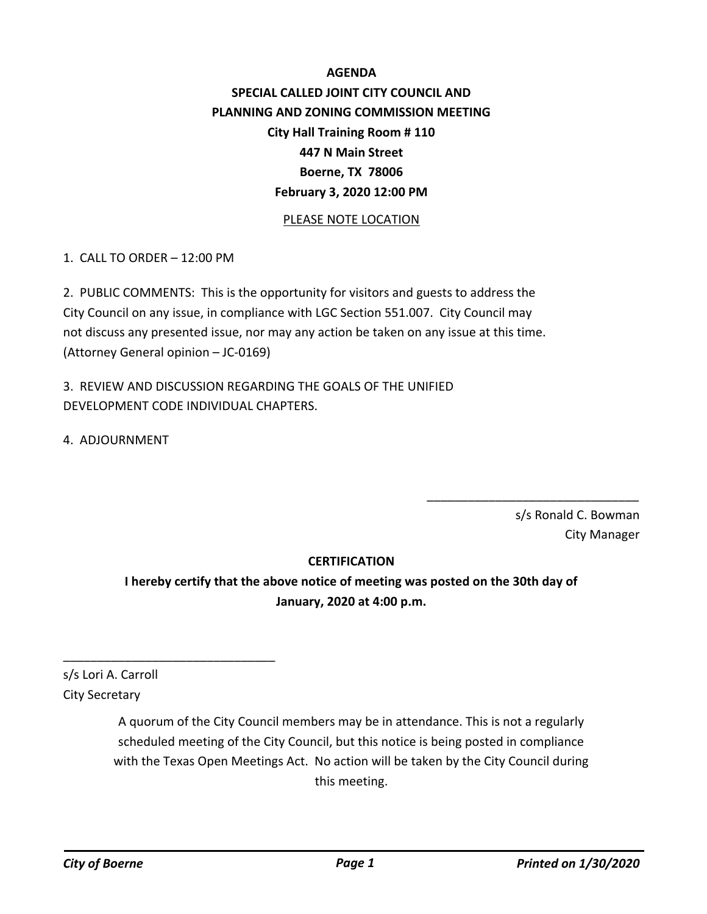# AGENDA

## SPECIAL CALLED JOINT CITY COUNCIL AND PLANNING AND ZONING COMMISSION MEETING

**City Hall Training Room # 110**
**447 N Main Street**
**Boerne, TX 78006**
**February 3, 2020 12:00 PM**

PLEASE NOTE LOCATION

1. CALL TO ORDER – 12:00 PM

2. PUBLIC COMMENTS: This is the opportunity for visitors and guests to address the City Council on any issue, in compliance with LGC Section 551.007. City Council may not discuss any presented issue, nor may any action be taken on any issue at this time. (Attorney General opinion – JC-0169)

3. REVIEW AND DISCUSSION REGARDING THE GOALS OF THE UNIFIED DEVELOPMENT CODE INDIVIDUAL CHAPTERS.

4. ADJOURNMENT

_______________________________
s/s Ronald C. Bowman
City Manager

**CERTIFICATION**

**I hereby certify that the above notice of meeting was posted on the 30th day of January, 2020 at 4:00 p.m.**

_______________________________
s/s Lori A. Carroll
City Secretary

A quorum of the City Council members may be in attendance. This is not a regularly scheduled meeting of the City Council, but this notice is being posted in compliance with the Texas Open Meetings Act. No action will be taken by the City Council during this meeting.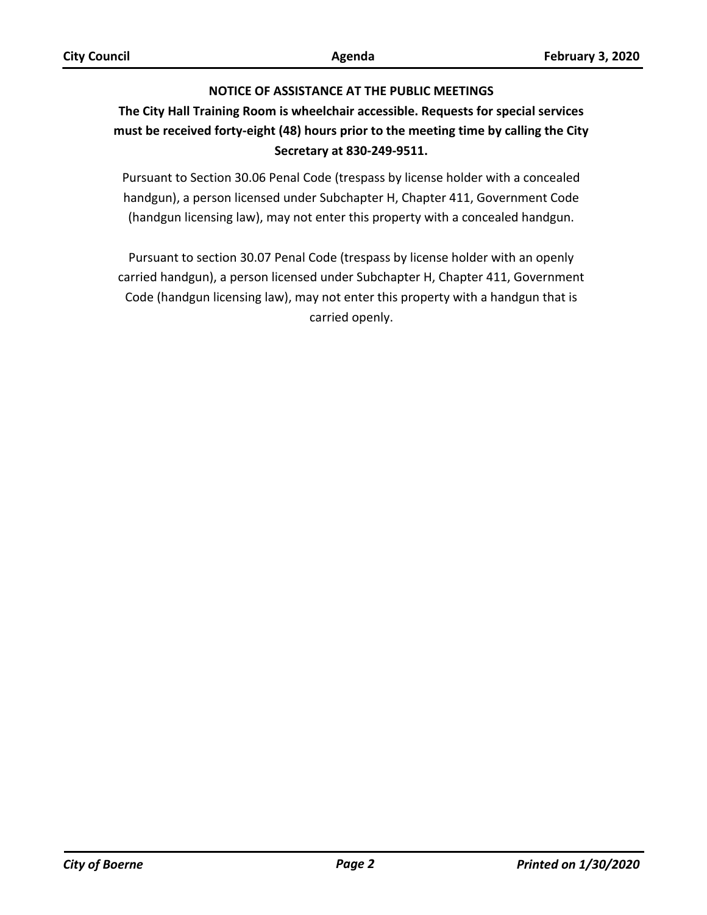**NOTICE OF ASSISTANCE AT THE PUBLIC MEETINGS**

**The City Hall Training Room is wheelchair accessible. Requests for special services must be received forty-eight (48) hours prior to the meeting time by calling the City Secretary at 830-249-9511.**

Pursuant to Section 30.06 Penal Code (trespass by license holder with a concealed handgun), a person licensed under Subchapter H, Chapter 411, Government Code (handgun licensing law), may not enter this property with a concealed handgun.

Pursuant to section 30.07 Penal Code (trespass by license holder with an openly carried handgun), a person licensed under Subchapter H, Chapter 411, Government Code (handgun licensing law), may not enter this property with a handgun that is carried openly.